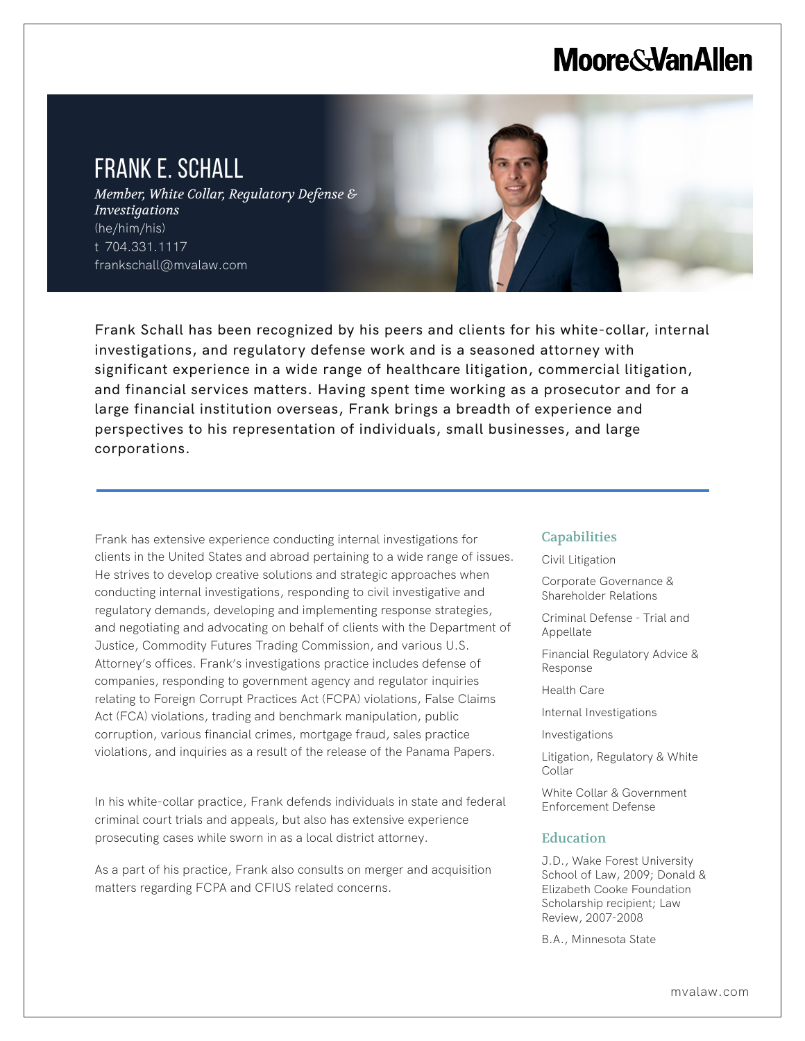Moore&VanAllen

# FRANK E. SCHALL

*Member, White Collar, Regulatory Defense & Investigations*

(he/him/his)

t 704.331.1117

frankschall@mvalaw.com

Frank Schall has been recognized by his peers and clients for his white-collar, internal investigations, and regulatory defense work and is a seasoned attorney with significant experience in a wide range of healthcare litigation, commercial litigation, and financial services matters. Having spent time working as a prosecutor and for a large financial institution overseas, Frank brings a breadth of experience and perspectives to his representation of individuals, small businesses, and large corporations.

---

Frank has extensive experience conducting internal investigations for clients in the United States and abroad pertaining to a wide range of issues. He strives to develop creative solutions and strategic approaches when conducting internal investigations, responding to civil investigative and regulatory demands, developing and implementing response strategies, and negotiating and advocating on behalf of clients with the Department of Justice, Commodity Futures Trading Commission, and various U.S. Attorney's offices. Frank's investigations practice includes defense of companies, responding to government agency and regulator inquiries relating to Foreign Corrupt Practices Act (FCPA) violations, False Claims Act (FCA) violations, trading and benchmark manipulation, public corruption, various financial crimes, mortgage fraud, sales practice violations, and inquiries as a result of the release of the Panama Papers.

In his white-collar practice, Frank defends individuals in state and federal criminal court trials and appeals, but also has extensive experience prosecuting cases while sworn in as a local district attorney.

As a part of his practice, Frank also consults on merger and acquisition matters regarding FCPA and CFIUS related concerns.

## Capabilities

- Civil Litigation
- Corporate Governance & Shareholder Relations
- Criminal Defense - Trial and Appellate
- Financial Regulatory Advice & Response
- Health Care
- Internal Investigations
- Investigations
- Litigation, Regulatory & White Collar
- White Collar & Government Enforcement Defense

## Education

J.D., Wake Forest University School of Law, 2009; Donald & Elizabeth Cooke Foundation Scholarship recipient; Law Review, 2007-2008

B.A., Minnesota State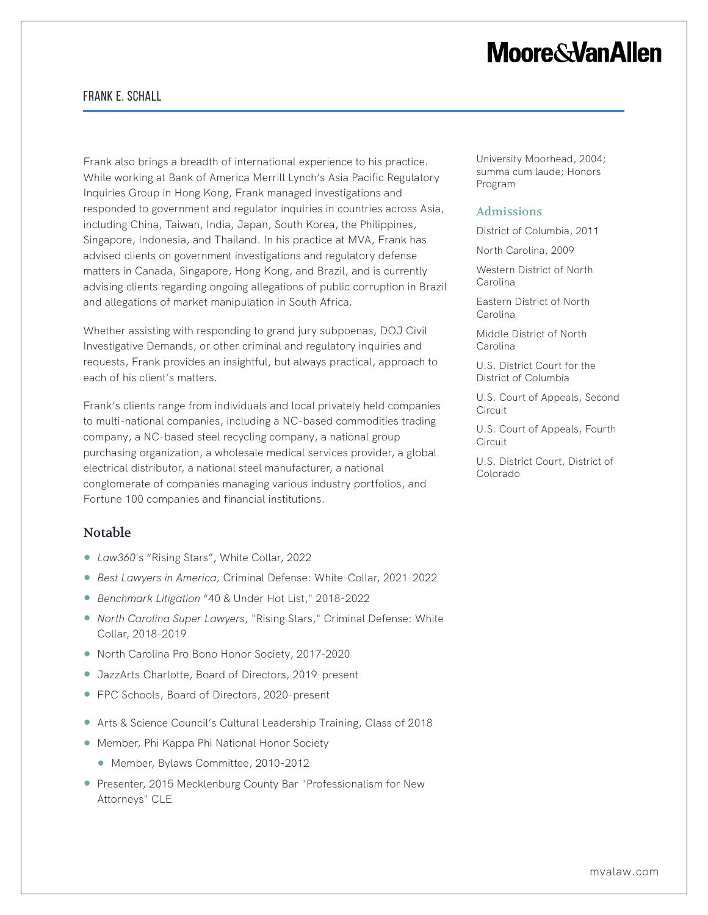Frank also brings a breadth of international experience to his practice. While working at Bank of America Merrill Lynch's Asia Pacific Regulatory Inquiries Group in Hong Kong, Frank managed investigations and responded to government and regulator inquiries in countries across Asia, including China, Taiwan, India, Japan, South Korea, the Philippines, Singapore, Indonesia, and Thailand. In his practice at MVA, Frank has advised clients on government investigations and regulatory defense matters in Canada, Singapore, Hong Kong, and Brazil, and is currently advising clients regarding ongoing allegations of public corruption in Brazil and allegations of market manipulation in South Africa.

Whether assisting with responding to grand jury subpoenas, DOJ Civil Investigative Demands, or other criminal and regulatory inquiries and requests, Frank provides an insightful, but always practical, approach to each of his client's matters.

Frank's clients range from individuals and local privately held companies to multi-national companies, including a NC-based commodities trading company, a NC-based steel recycling company, a national group purchasing organization, a wholesale medical services provider, a global electrical distributor, a national steel manufacturer, a national conglomerate of companies managing various industry portfolios, and Fortune 100 companies and financial institutions.

## Notable

- *Law360*'s "Rising Stars", White Collar, 2022
- *Best Lawyers in America,* Criminal Defense: White-Collar, 2021-2022
- *Benchmark Litigation* "40 & Under Hot List," 2018-2022
- *North Carolina Super Lawyers*, "Rising Stars," Criminal Defense: White Collar, 2018-2019
- North Carolina Pro Bono Honor Society, 2017-2020
- JazzArts Charlotte, Board of Directors, 2019-present
- FPC Schools, Board of Directors, 2020-present
- Arts & Science Council's Cultural Leadership Training, Class of 2018
- Member, Phi Kappa Phi National Honor Society
  - Member, Bylaws Committee, 2010-2012
- Presenter, 2015 Mecklenburg County Bar "Professionalism for New Attorneys" CLE

University Moorhead, 2004; summa cum laude; Honors Program

## Admissions

District of Columbia, 2011

North Carolina, 2009

Western District of North Carolina

Eastern District of North Carolina

Middle District of North Carolina

U.S. District Court for the District of Columbia

U.S. Court of Appeals, Second Circuit

U.S. Court of Appeals, Fourth Circuit

U.S. District Court, District of Colorado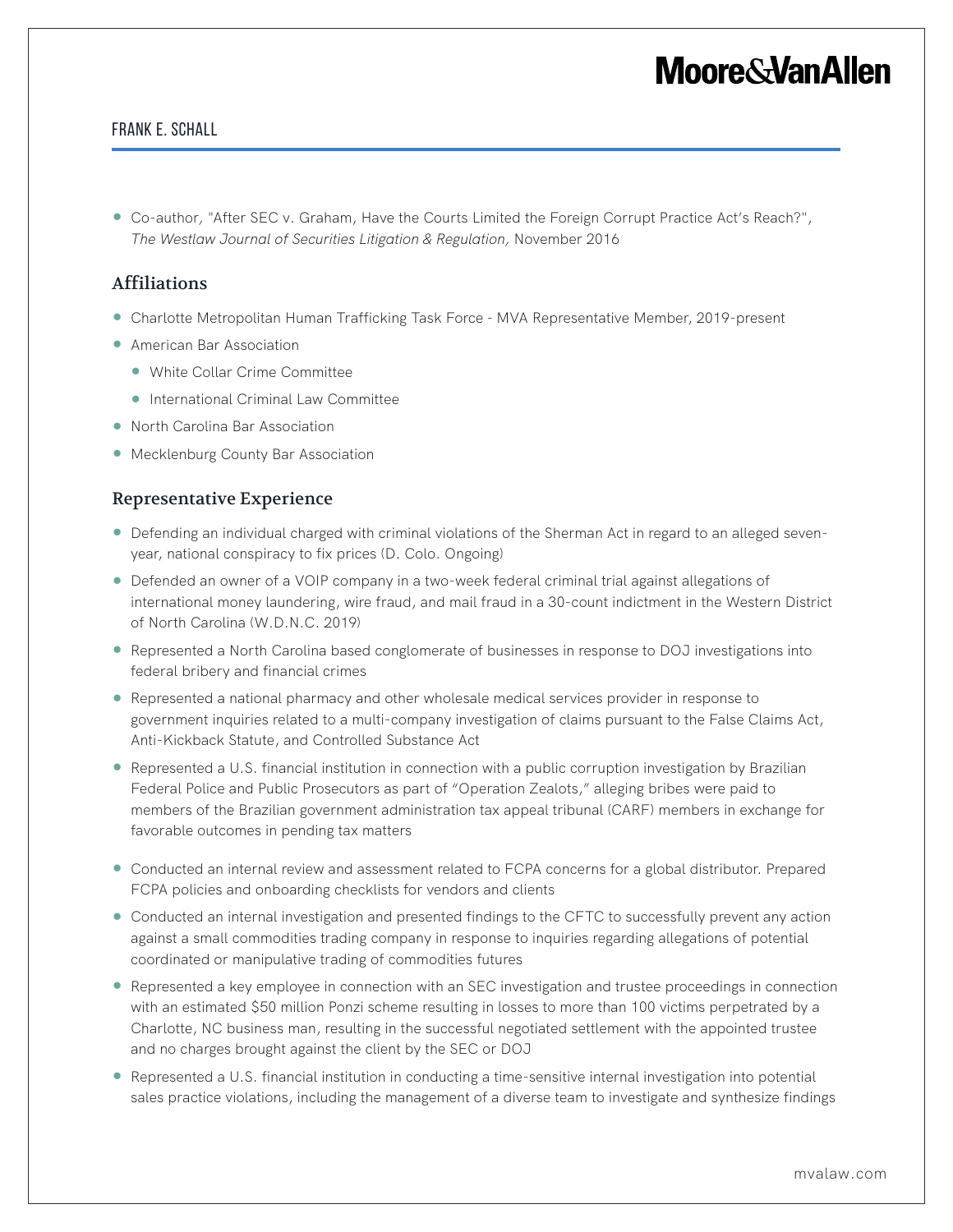- Co-author, "After SEC v. Graham, Have the Courts Limited the Foreign Corrupt Practice Act's Reach?", *The Westlaw Journal of Securities Litigation & Regulation,* November 2016

## Affiliations

- Charlotte Metropolitan Human Trafficking Task Force - MVA Representative Member, 2019-present
- American Bar Association
  - White Collar Crime Committee
  - International Criminal Law Committee
- North Carolina Bar Association
- Mecklenburg County Bar Association

## Representative Experience

- Defending an individual charged with criminal violations of the Sherman Act in regard to an alleged seven-year, national conspiracy to fix prices (D. Colo. Ongoing)
- Defended an owner of a VOIP company in a two-week federal criminal trial against allegations of international money laundering, wire fraud, and mail fraud in a 30-count indictment in the Western District of North Carolina (W.D.N.C. 2019)
- Represented a North Carolina based conglomerate of businesses in response to DOJ investigations into federal bribery and financial crimes
- Represented a national pharmacy and other wholesale medical services provider in response to government inquiries related to a multi-company investigation of claims pursuant to the False Claims Act, Anti-Kickback Statute, and Controlled Substance Act
- Represented a U.S. financial institution in connection with a public corruption investigation by Brazilian Federal Police and Public Prosecutors as part of "Operation Zealots," alleging bribes were paid to members of the Brazilian government administration tax appeal tribunal (CARF) members in exchange for favorable outcomes in pending tax matters
- Conducted an internal review and assessment related to FCPA concerns for a global distributor. Prepared FCPA policies and onboarding checklists for vendors and clients
- Conducted an internal investigation and presented findings to the CFTC to successfully prevent any action against a small commodities trading company in response to inquiries regarding allegations of potential coordinated or manipulative trading of commodities futures
- Represented a key employee in connection with an SEC investigation and trustee proceedings in connection with an estimated $50 million Ponzi scheme resulting in losses to more than 100 victims perpetrated by a Charlotte, NC business man, resulting in the successful negotiated settlement with the appointed trustee and no charges brought against the client by the SEC or DOJ
- Represented a U.S. financial institution in conducting a time-sensitive internal investigation into potential sales practice violations, including the management of a diverse team to investigate and synthesize findings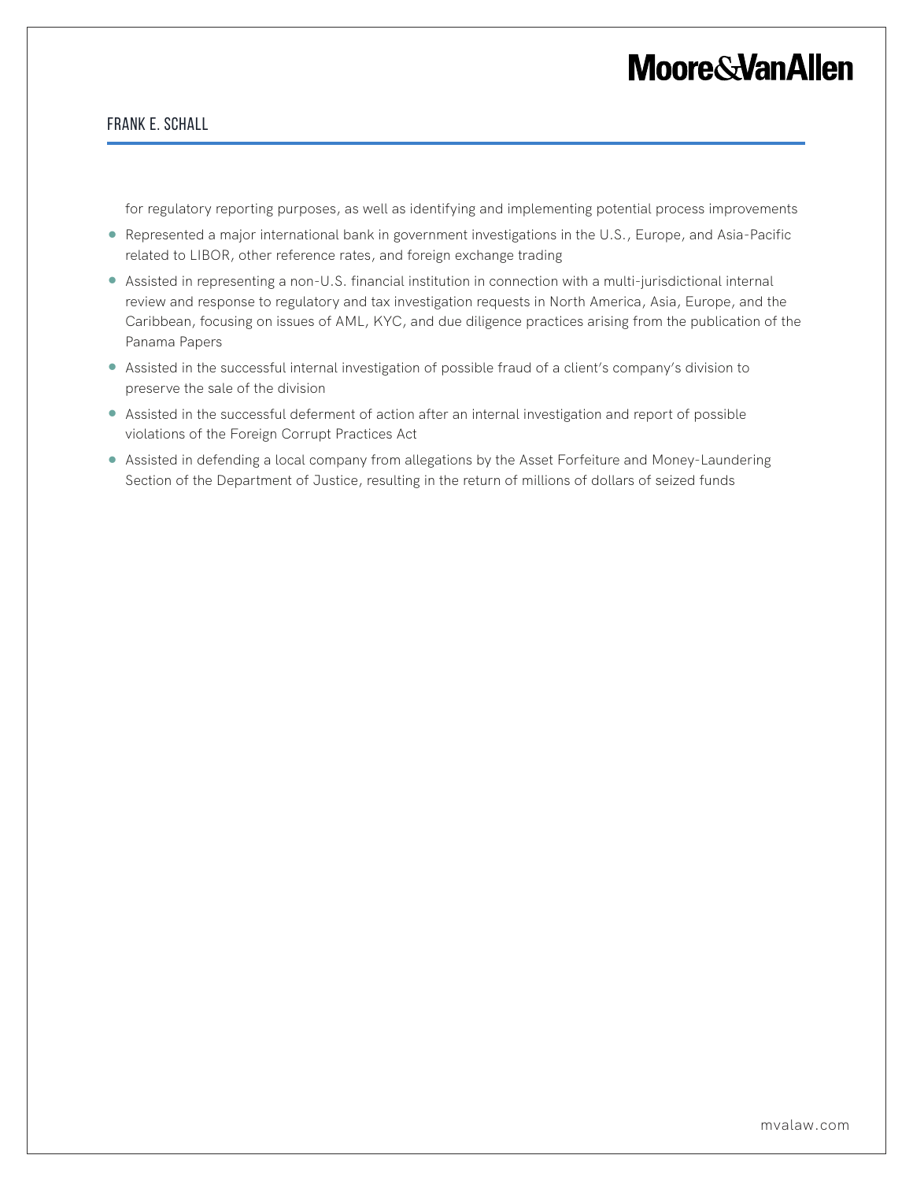for regulatory reporting purposes, as well as identifying and implementing potential process improvements

- Represented a major international bank in government investigations in the U.S., Europe, and Asia-Pacific related to LIBOR, other reference rates, and foreign exchange trading
- Assisted in representing a non-U.S. financial institution in connection with a multi-jurisdictional internal review and response to regulatory and tax investigation requests in North America, Asia, Europe, and the Caribbean, focusing on issues of AML, KYC, and due diligence practices arising from the publication of the Panama Papers
- Assisted in the successful internal investigation of possible fraud of a client's company's division to preserve the sale of the division
- Assisted in the successful deferment of action after an internal investigation and report of possible violations of the Foreign Corrupt Practices Act
- Assisted in defending a local company from allegations by the Asset Forfeiture and Money-Laundering Section of the Department of Justice, resulting in the return of millions of dollars of seized funds